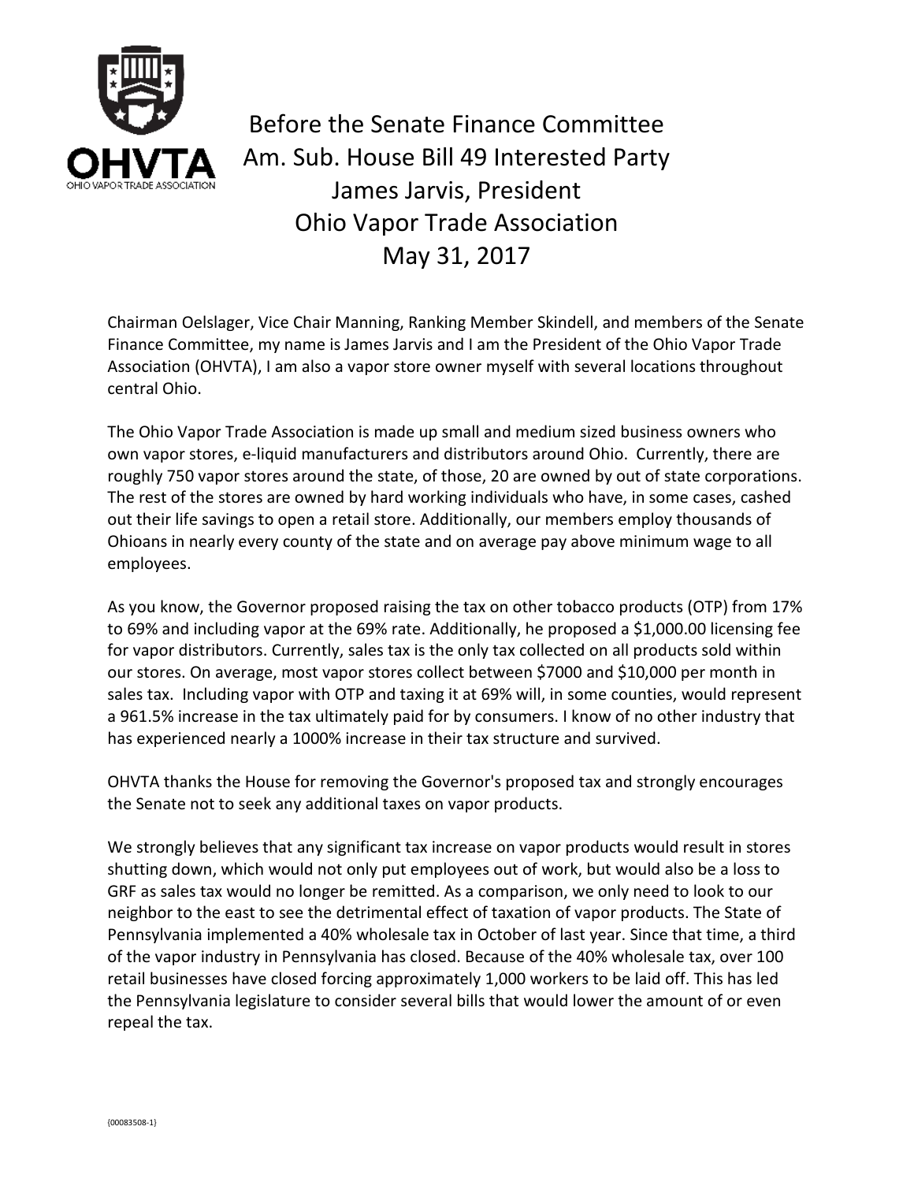# Before the Senate Finance Committee
## Am. Sub. House Bill 49 Interested Party
## James Jarvis, President
## Ohio Vapor Trade Association
## May 31, 2017

Chairman Oelslager, Vice Chair Manning, Ranking Member Skindell, and members of the Senate Finance Committee, my name is James Jarvis and I am the President of the Ohio Vapor Trade Association (OHVTA), I am also a vapor store owner myself with several locations throughout central Ohio.

The Ohio Vapor Trade Association is made up small and medium sized business owners who own vapor stores, e-liquid manufacturers and distributors around Ohio. Currently, there are roughly 750 vapor stores around the state, of those, 20 are owned by out of state corporations. The rest of the stores are owned by hard working individuals who have, in some cases, cashed out their life savings to open a retail store. Additionally, our members employ thousands of Ohioans in nearly every county of the state and on average pay above minimum wage to all employees.

As you know, the Governor proposed raising the tax on other tobacco products (OTP) from 17% to 69% and including vapor at the 69% rate. Additionally, he proposed a $1,000.00 licensing fee for vapor distributors. Currently, sales tax is the only tax collected on all products sold within our stores. On average, most vapor stores collect between $7000 and $10,000 per month in sales tax. Including vapor with OTP and taxing it at 69% will, in some counties, would represent a 961.5% increase in the tax ultimately paid for by consumers. I know of no other industry that has experienced nearly a 1000% increase in their tax structure and survived.

OHVTA thanks the House for removing the Governor's proposed tax and strongly encourages the Senate not to seek any additional taxes on vapor products.

We strongly believes that any significant tax increase on vapor products would result in stores shutting down, which would not only put employees out of work, but would also be a loss to GRF as sales tax would no longer be remitted. As a comparison, we only need to look to our neighbor to the east to see the detrimental effect of taxation of vapor products. The State of Pennsylvania implemented a 40% wholesale tax in October of last year. Since that time, a third of the vapor industry in Pennsylvania has closed. Because of the 40% wholesale tax, over 100 retail businesses have closed forcing approximately 1,000 workers to be laid off. This has led the Pennsylvania legislature to consider several bills that would lower the amount of or even repeal the tax.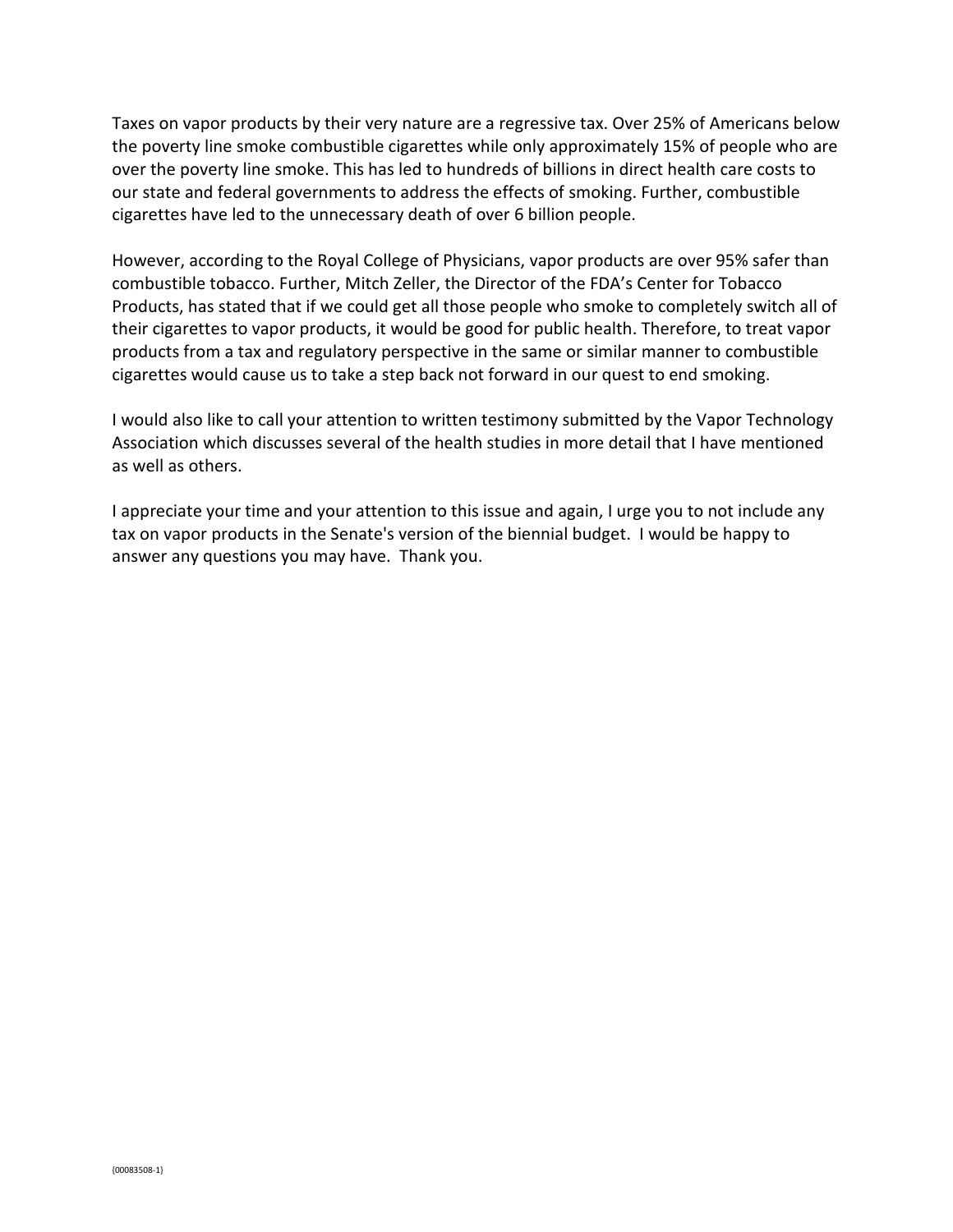Taxes on vapor products by their very nature are a regressive tax. Over 25% of Americans below the poverty line smoke combustible cigarettes while only approximately 15% of people who are over the poverty line smoke. This has led to hundreds of billions in direct health care costs to our state and federal governments to address the effects of smoking. Further, combustible cigarettes have led to the unnecessary death of over 6 billion people.

However, according to the Royal College of Physicians, vapor products are over 95% safer than combustible tobacco. Further, Mitch Zeller, the Director of the FDA's Center for Tobacco Products, has stated that if we could get all those people who smoke to completely switch all of their cigarettes to vapor products, it would be good for public health. Therefore, to treat vapor products from a tax and regulatory perspective in the same or similar manner to combustible cigarettes would cause us to take a step back not forward in our quest to end smoking.

I would also like to call your attention to written testimony submitted by the Vapor Technology Association which discusses several of the health studies in more detail that I have mentioned as well as others.

I appreciate your time and your attention to this issue and again, I urge you to not include any tax on vapor products in the Senate's version of the biennial budget. I would be happy to answer any questions you may have. Thank you.

{00083508-1}